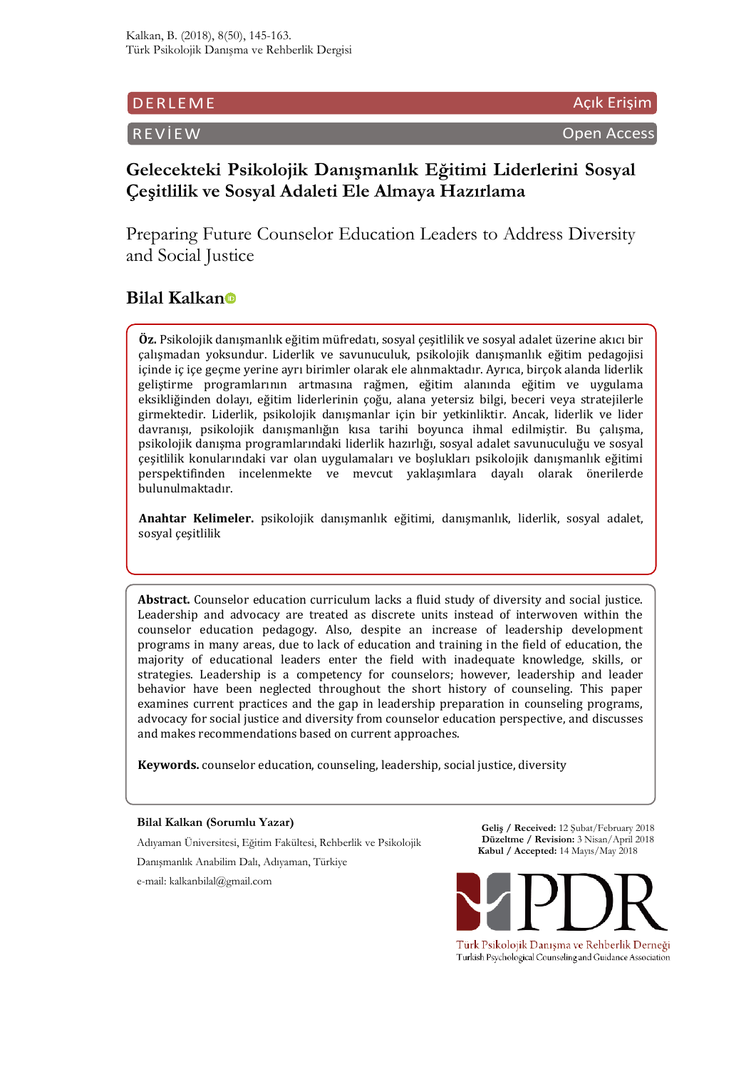DERLEME — Açık Erişim

REVİEW — Open Access

# Gelecekteki Psikolojik Danışmanlık Eğitimi Liderlerini Sosyal Çeşitlilik ve Sosyal Adaleti Ele Almaya Hazırlama

## Preparing Future Counselor Education Leaders to Address Diversity and Social Justice

### Bilal Kalkan

**Öz.** Psikolojik danışmanlık eğitim müfredatı, sosyal çeşitlilik ve sosyal adalet üzerine akıcı bir çalışmadan yoksundur. Liderlik ve savunuculuk, psikolojik danışmanlık eğitim pedagojisi içinde iç içe geçme yerine ayrı birimler olarak ele alınmaktadır. Ayrıca, birçok alanda liderlik geliştirme programlarının artmasına rağmen, eğitim alanında eğitim ve uygulama eksikliğinden dolayı, eğitim liderlerinin çoğu, alana yetersiz bilgi, beceri veya stratejilerle girmektedir. Liderlik, psikolojik danışmanlar için bir yetkinliktir. Ancak, liderlik ve lider davranışı, psikolojik danışmanlığın kısa tarihi boyunca ihmal edilmiştir. Bu çalışma, psikolojik danışma programlarındaki liderlik hazırlığı, sosyal adalet savunuculuğu ve sosyal çeşitlilik konularındaki var olan uygulamaları ve boşlukları psikolojik danışmanlık eğitimi perspektifinden incelenmekte ve mevcut yaklaşımlara dayalı olarak önerilerde bulunulmaktadır.

**Anahtar Kelimeler.** psikolojik danışmanlık eğitimi, danışmanlık, liderlik, sosyal adalet, sosyal çeşitlilik

**Abstract.** Counselor education curriculum lacks a fluid study of diversity and social justice. Leadership and advocacy are treated as discrete units instead of interwoven within the counselor education pedagogy. Also, despite an increase of leadership development programs in many areas, due to lack of education and training in the field of education, the majority of educational leaders enter the field with inadequate knowledge, skills, or strategies. Leadership is a competency for counselors; however, leadership and leader behavior have been neglected throughout the short history of counseling. This paper examines current practices and the gap in leadership preparation in counseling programs, advocacy for social justice and diversity from counselor education perspective, and discusses and makes recommendations based on current approaches.

**Keywords.** counselor education, counseling, leadership, social justice, diversity

**Bilal Kalkan (Sorumlu Yazar)**

Adıyaman Üniversitesi, Eğitim Fakültesi, Rehberlik ve Psikolojik Danışmanlık Anabilim Dalı, Adıyaman, Türkiye

e-mail: kalkanbilal@gmail.com

**Geliş / Received:** 12 Şubat/February 2018
**Düzeltme / Revision:** 3 Nisan/April 2018
**Kabul / Accepted:** 14 Mayıs/May 2018

Türk Psikolojik Danışma ve Rehberlik Derneği
Turkish Psychological Counseling and Guidance Association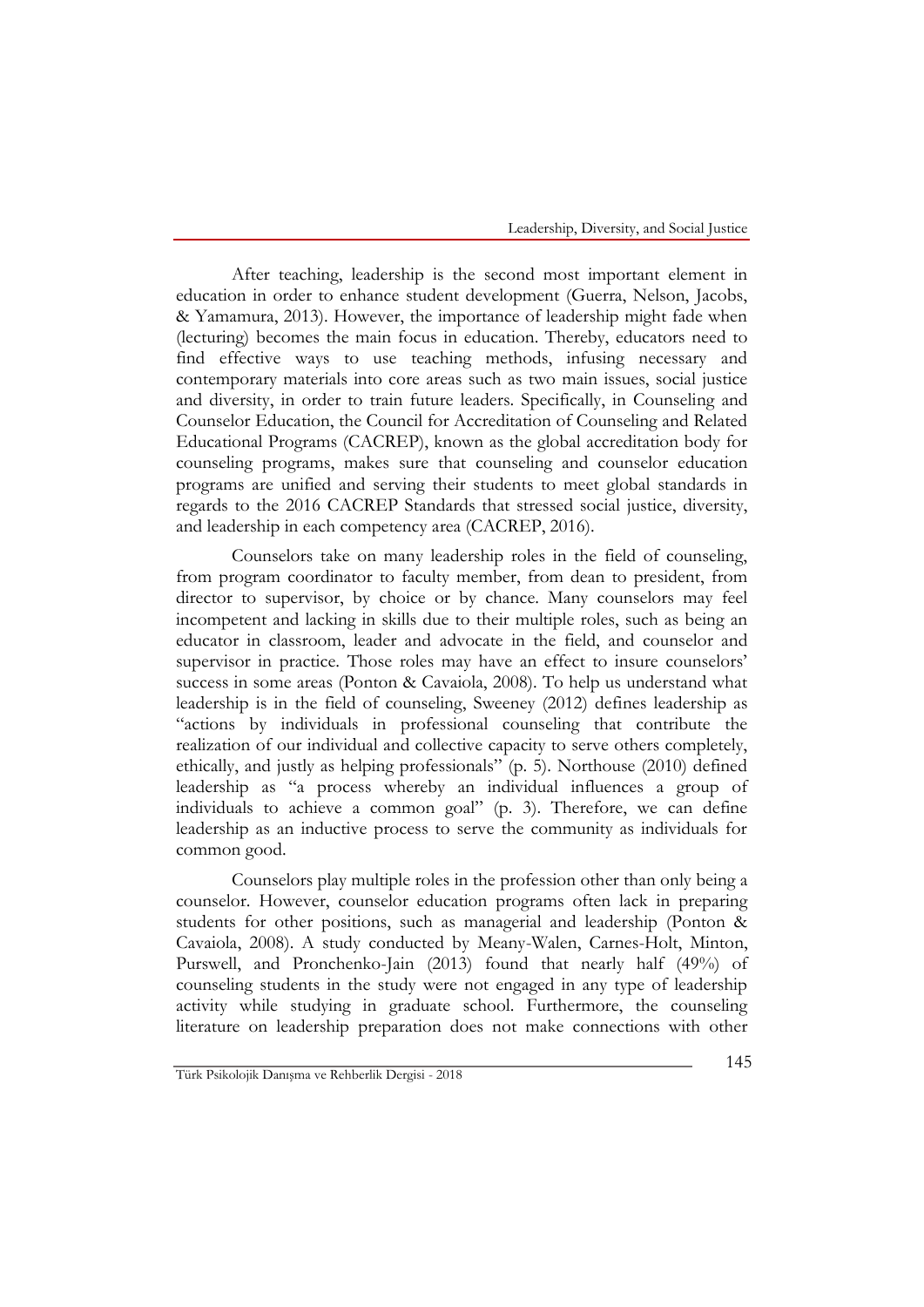After teaching, leadership is the second most important element in education in order to enhance student development (Guerra, Nelson, Jacobs, & Yamamura, 2013). However, the importance of leadership might fade when (lecturing) becomes the main focus in education. Thereby, educators need to find effective ways to use teaching methods, infusing necessary and contemporary materials into core areas such as two main issues, social justice and diversity, in order to train future leaders. Specifically, in Counseling and Counselor Education, the Council for Accreditation of Counseling and Related Educational Programs (CACREP), known as the global accreditation body for counseling programs, makes sure that counseling and counselor education programs are unified and serving their students to meet global standards in regards to the 2016 CACREP Standards that stressed social justice, diversity, and leadership in each competency area (CACREP, 2016).

Counselors take on many leadership roles in the field of counseling, from program coordinator to faculty member, from dean to president, from director to supervisor, by choice or by chance. Many counselors may feel incompetent and lacking in skills due to their multiple roles, such as being an educator in classroom, leader and advocate in the field, and counselor and supervisor in practice. Those roles may have an effect to insure counselors' success in some areas (Ponton & Cavaiola, 2008). To help us understand what leadership is in the field of counseling, Sweeney (2012) defines leadership as "actions by individuals in professional counseling that contribute the realization of our individual and collective capacity to serve others completely, ethically, and justly as helping professionals" (p. 5). Northouse (2010) defined leadership as "a process whereby an individual influences a group of individuals to achieve a common goal" (p. 3). Therefore, we can define leadership as an inductive process to serve the community as individuals for common good.

Counselors play multiple roles in the profession other than only being a counselor. However, counselor education programs often lack in preparing students for other positions, such as managerial and leadership (Ponton & Cavaiola, 2008). A study conducted by Meany-Walen, Carnes-Holt, Minton, Purswell, and Pronchenko-Jain (2013) found that nearly half (49%) of counseling students in the study were not engaged in any type of leadership activity while studying in graduate school. Furthermore, the counseling literature on leadership preparation does not make connections with other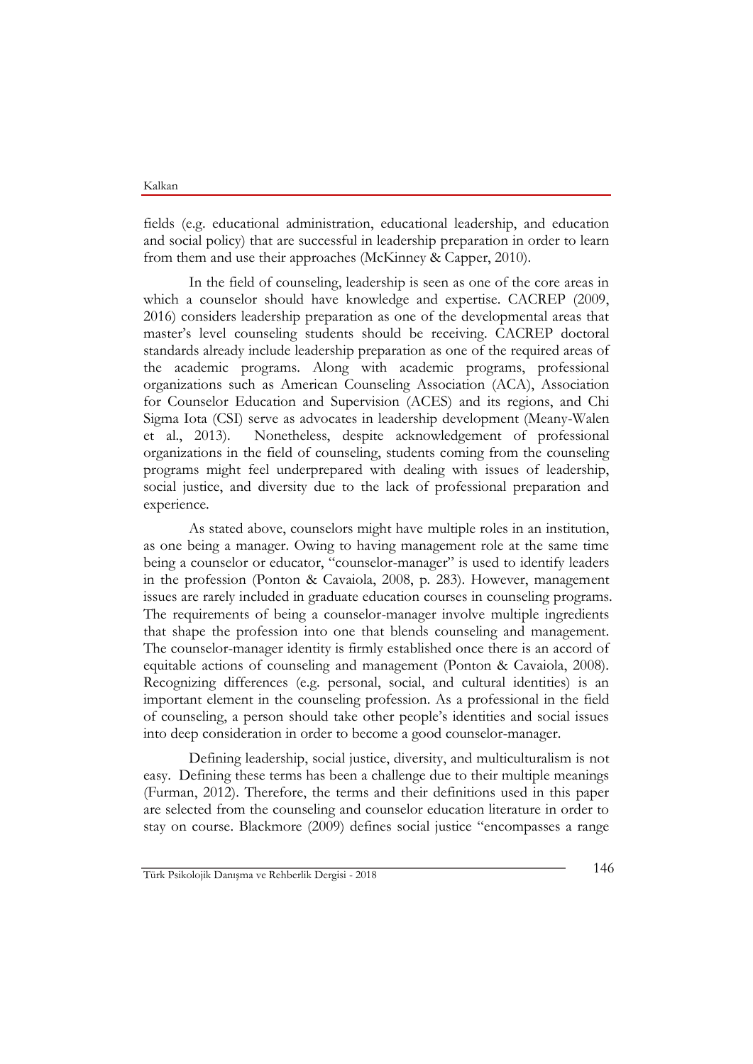fields (e.g. educational administration, educational leadership, and education and social policy) that are successful in leadership preparation in order to learn from them and use their approaches (McKinney & Capper, 2010).

In the field of counseling, leadership is seen as one of the core areas in which a counselor should have knowledge and expertise. CACREP (2009, 2016) considers leadership preparation as one of the developmental areas that master's level counseling students should be receiving. CACREP doctoral standards already include leadership preparation as one of the required areas of the academic programs. Along with academic programs, professional organizations such as American Counseling Association (ACA), Association for Counselor Education and Supervision (ACES) and its regions, and Chi Sigma Iota (CSI) serve as advocates in leadership development (Meany-Walen et al., 2013). Nonetheless, despite acknowledgement of professional organizations in the field of counseling, students coming from the counseling programs might feel underprepared with dealing with issues of leadership, social justice, and diversity due to the lack of professional preparation and experience.

As stated above, counselors might have multiple roles in an institution, as one being a manager. Owing to having management role at the same time being a counselor or educator, "counselor-manager" is used to identify leaders in the profession (Ponton & Cavaiola, 2008, p. 283). However, management issues are rarely included in graduate education courses in counseling programs. The requirements of being a counselor-manager involve multiple ingredients that shape the profession into one that blends counseling and management. The counselor-manager identity is firmly established once there is an accord of equitable actions of counseling and management (Ponton & Cavaiola, 2008). Recognizing differences (e.g. personal, social, and cultural identities) is an important element in the counseling profession. As a professional in the field of counseling, a person should take other people's identities and social issues into deep consideration in order to become a good counselor-manager.

Defining leadership, social justice, diversity, and multiculturalism is not easy. Defining these terms has been a challenge due to their multiple meanings (Furman, 2012). Therefore, the terms and their definitions used in this paper are selected from the counseling and counselor education literature in order to stay on course. Blackmore (2009) defines social justice "encompasses a range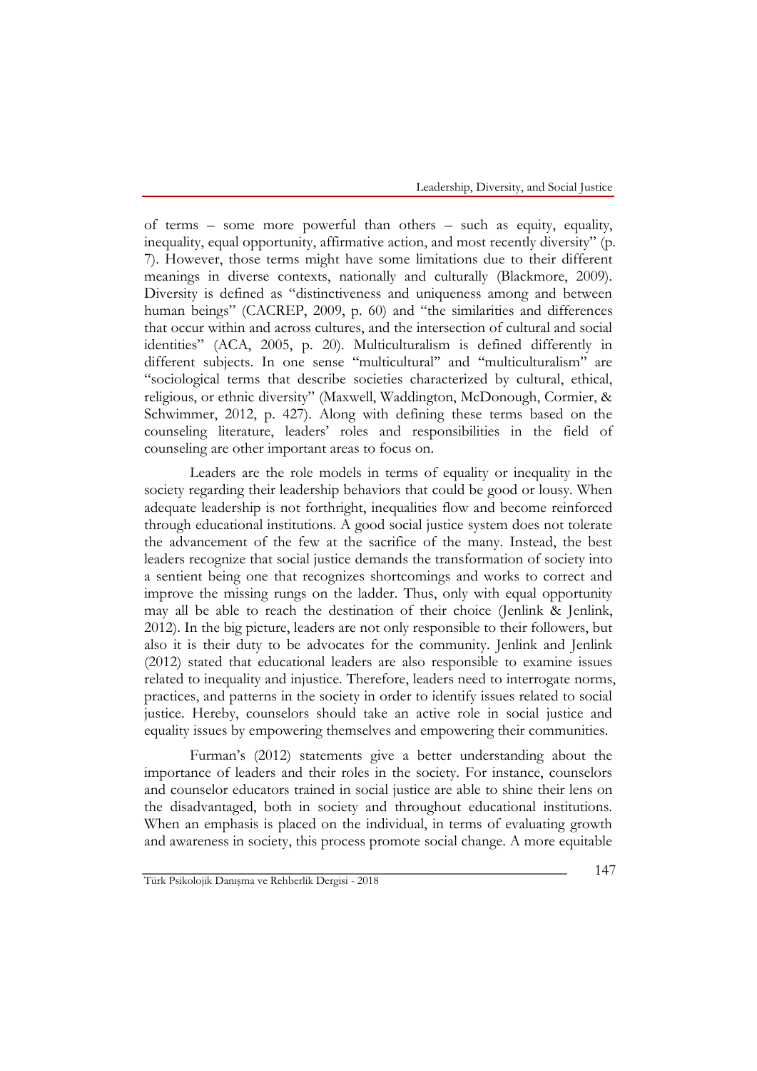of terms – some more powerful than others – such as equity, equality, inequality, equal opportunity, affirmative action, and most recently diversity" (p. 7). However, those terms might have some limitations due to their different meanings in diverse contexts, nationally and culturally (Blackmore, 2009). Diversity is defined as "distinctiveness and uniqueness among and between human beings" (CACREP, 2009, p. 60) and "the similarities and differences that occur within and across cultures, and the intersection of cultural and social identities" (ACA, 2005, p. 20). Multiculturalism is defined differently in different subjects. In one sense "multicultural" and "multiculturalism" are "sociological terms that describe societies characterized by cultural, ethical, religious, or ethnic diversity" (Maxwell, Waddington, McDonough, Cormier, & Schwimmer, 2012, p. 427). Along with defining these terms based on the counseling literature, leaders' roles and responsibilities in the field of counseling are other important areas to focus on.

Leaders are the role models in terms of equality or inequality in the society regarding their leadership behaviors that could be good or lousy. When adequate leadership is not forthright, inequalities flow and become reinforced through educational institutions. A good social justice system does not tolerate the advancement of the few at the sacrifice of the many. Instead, the best leaders recognize that social justice demands the transformation of society into a sentient being one that recognizes shortcomings and works to correct and improve the missing rungs on the ladder. Thus, only with equal opportunity may all be able to reach the destination of their choice (Jenlink & Jenlink, 2012). In the big picture, leaders are not only responsible to their followers, but also it is their duty to be advocates for the community. Jenlink and Jenlink (2012) stated that educational leaders are also responsible to examine issues related to inequality and injustice. Therefore, leaders need to interrogate norms, practices, and patterns in the society in order to identify issues related to social justice. Hereby, counselors should take an active role in social justice and equality issues by empowering themselves and empowering their communities.

Furman's (2012) statements give a better understanding about the importance of leaders and their roles in the society. For instance, counselors and counselor educators trained in social justice are able to shine their lens on the disadvantaged, both in society and throughout educational institutions. When an emphasis is placed on the individual, in terms of evaluating growth and awareness in society, this process promote social change. A more equitable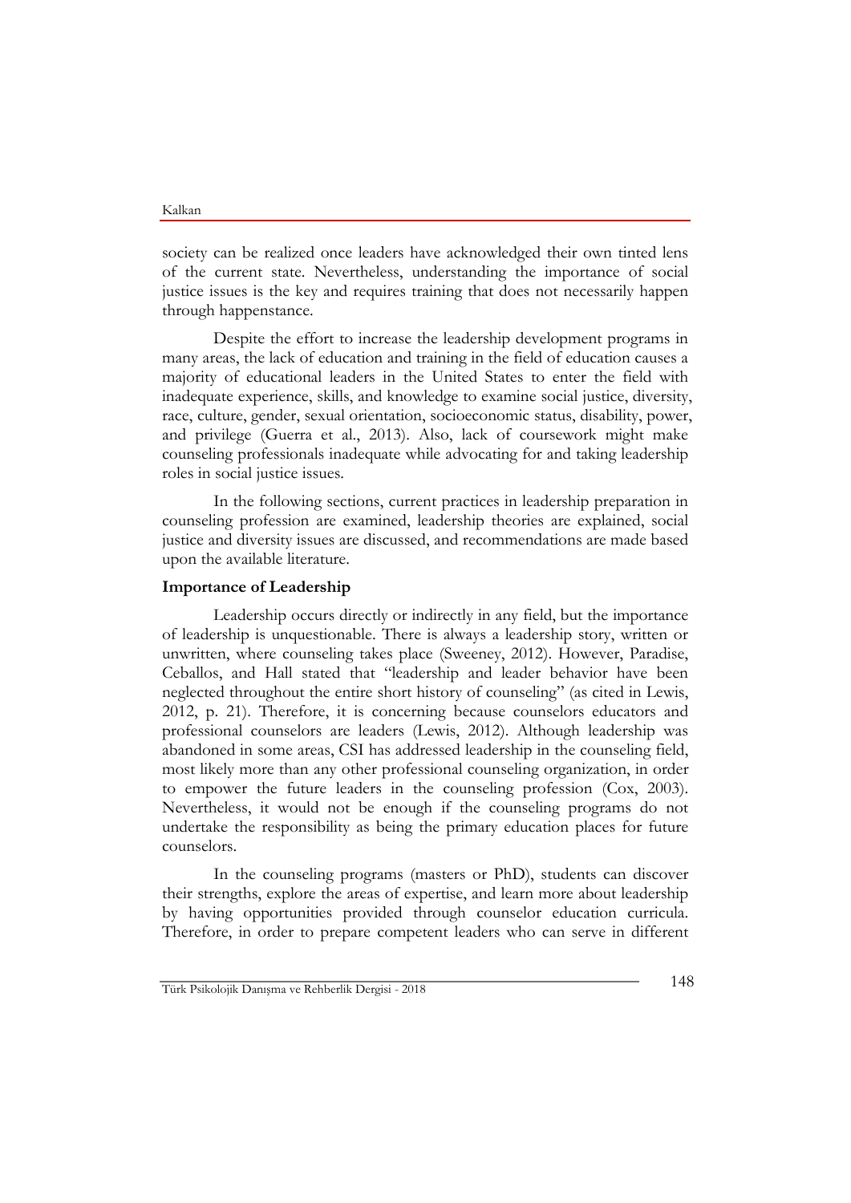society can be realized once leaders have acknowledged their own tinted lens of the current state. Nevertheless, understanding the importance of social justice issues is the key and requires training that does not necessarily happen through happenstance.

Despite the effort to increase the leadership development programs in many areas, the lack of education and training in the field of education causes a majority of educational leaders in the United States to enter the field with inadequate experience, skills, and knowledge to examine social justice, diversity, race, culture, gender, sexual orientation, socioeconomic status, disability, power, and privilege (Guerra et al., 2013). Also, lack of coursework might make counseling professionals inadequate while advocating for and taking leadership roles in social justice issues.

In the following sections, current practices in leadership preparation in counseling profession are examined, leadership theories are explained, social justice and diversity issues are discussed, and recommendations are made based upon the available literature.

**Importance of Leadership**

Leadership occurs directly or indirectly in any field, but the importance of leadership is unquestionable. There is always a leadership story, written or unwritten, where counseling takes place (Sweeney, 2012). However, Paradise, Ceballos, and Hall stated that "leadership and leader behavior have been neglected throughout the entire short history of counseling" (as cited in Lewis, 2012, p. 21). Therefore, it is concerning because counselors educators and professional counselors are leaders (Lewis, 2012). Although leadership was abandoned in some areas, CSI has addressed leadership in the counseling field, most likely more than any other professional counseling organization, in order to empower the future leaders in the counseling profession (Cox, 2003). Nevertheless, it would not be enough if the counseling programs do not undertake the responsibility as being the primary education places for future counselors.

In the counseling programs (masters or PhD), students can discover their strengths, explore the areas of expertise, and learn more about leadership by having opportunities provided through counselor education curricula. Therefore, in order to prepare competent leaders who can serve in different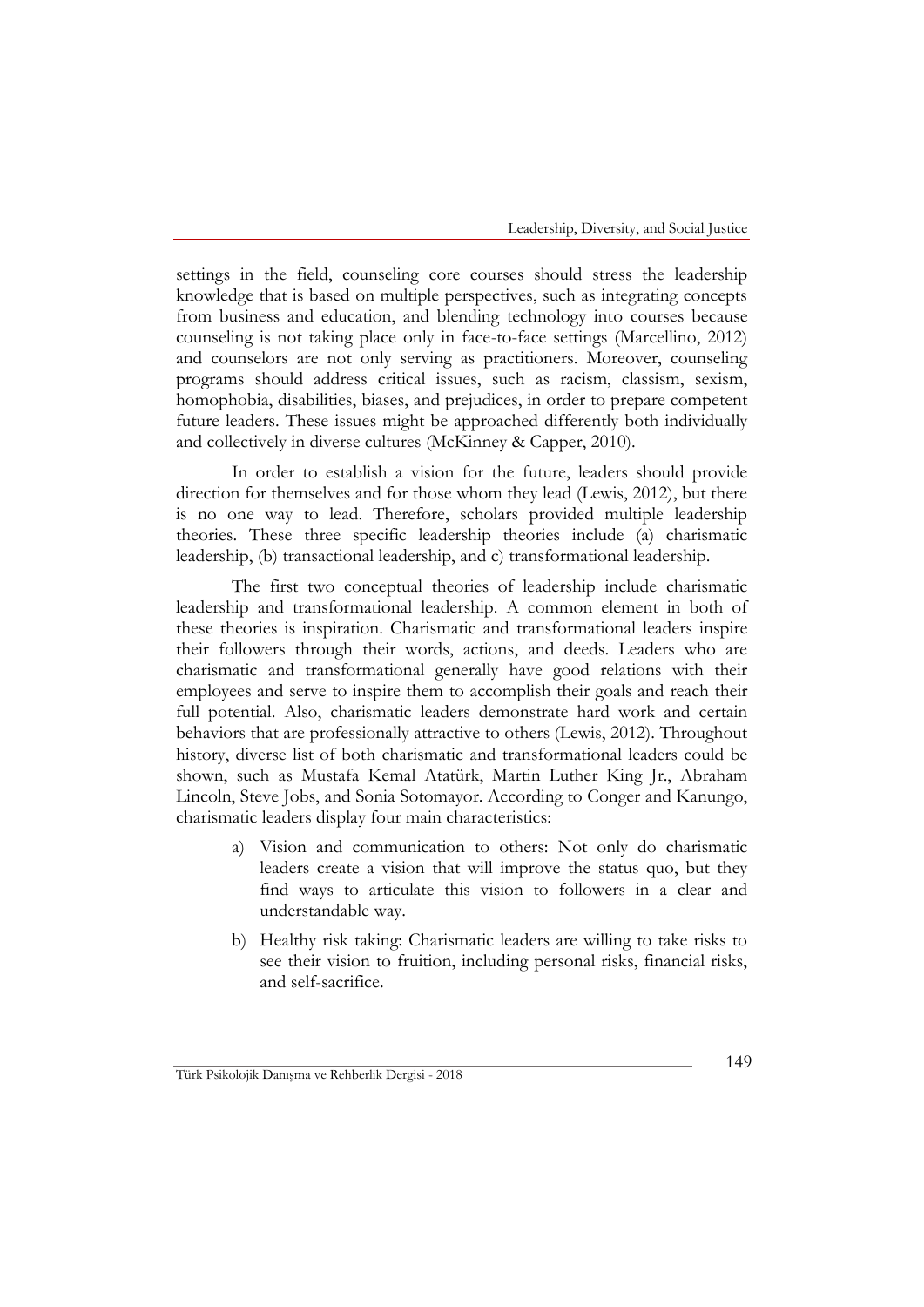settings in the field, counseling core courses should stress the leadership knowledge that is based on multiple perspectives, such as integrating concepts from business and education, and blending technology into courses because counseling is not taking place only in face-to-face settings (Marcellino, 2012) and counselors are not only serving as practitioners. Moreover, counseling programs should address critical issues, such as racism, classism, sexism, homophobia, disabilities, biases, and prejudices, in order to prepare competent future leaders. These issues might be approached differently both individually and collectively in diverse cultures (McKinney & Capper, 2010).

In order to establish a vision for the future, leaders should provide direction for themselves and for those whom they lead (Lewis, 2012), but there is no one way to lead. Therefore, scholars provided multiple leadership theories. These three specific leadership theories include (a) charismatic leadership, (b) transactional leadership, and c) transformational leadership.

The first two conceptual theories of leadership include charismatic leadership and transformational leadership. A common element in both of these theories is inspiration. Charismatic and transformational leaders inspire their followers through their words, actions, and deeds. Leaders who are charismatic and transformational generally have good relations with their employees and serve to inspire them to accomplish their goals and reach their full potential. Also, charismatic leaders demonstrate hard work and certain behaviors that are professionally attractive to others (Lewis, 2012). Throughout history, diverse list of both charismatic and transformational leaders could be shown, such as Mustafa Kemal Atatürk, Martin Luther King Jr., Abraham Lincoln, Steve Jobs, and Sonia Sotomayor. According to Conger and Kanungo, charismatic leaders display four main characteristics:

a) Vision and communication to others: Not only do charismatic leaders create a vision that will improve the status quo, but they find ways to articulate this vision to followers in a clear and understandable way.

b) Healthy risk taking: Charismatic leaders are willing to take risks to see their vision to fruition, including personal risks, financial risks, and self-sacrifice.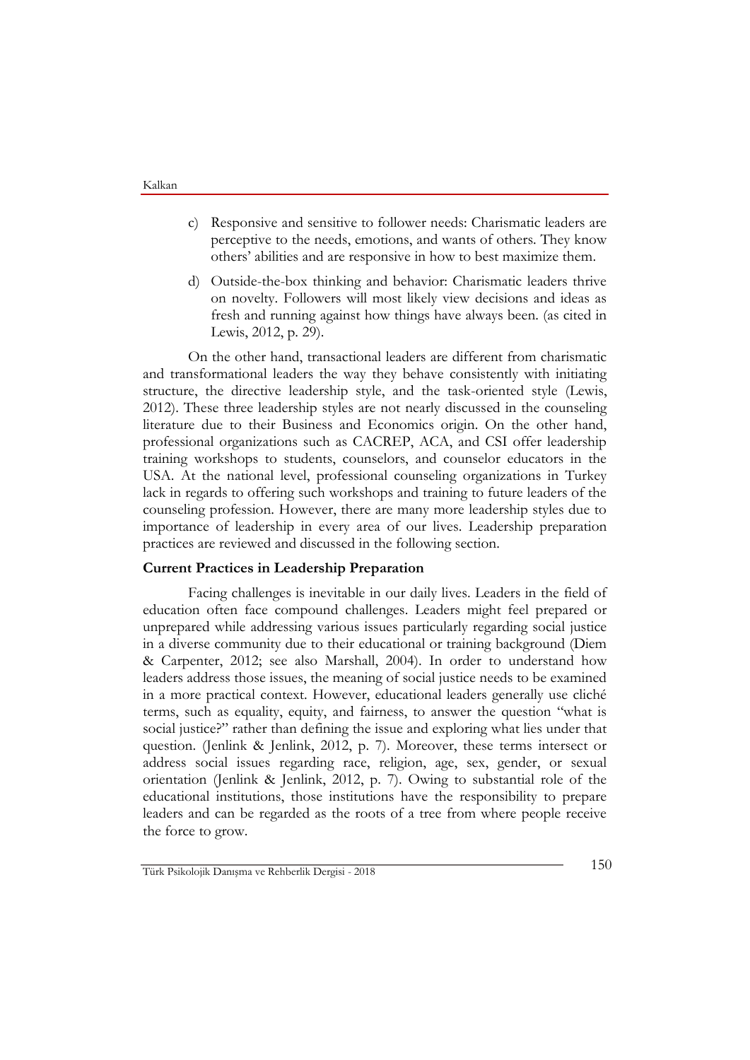c) Responsive and sensitive to follower needs: Charismatic leaders are perceptive to the needs, emotions, and wants of others. They know others' abilities and are responsive in how to best maximize them.

d) Outside-the-box thinking and behavior: Charismatic leaders thrive on novelty. Followers will most likely view decisions and ideas as fresh and running against how things have always been. (as cited in Lewis, 2012, p. 29).

On the other hand, transactional leaders are different from charismatic and transformational leaders the way they behave consistently with initiating structure, the directive leadership style, and the task-oriented style (Lewis, 2012). These three leadership styles are not nearly discussed in the counseling literature due to their Business and Economics origin. On the other hand, professional organizations such as CACREP, ACA, and CSI offer leadership training workshops to students, counselors, and counselor educators in the USA. At the national level, professional counseling organizations in Turkey lack in regards to offering such workshops and training to future leaders of the counseling profession. However, there are many more leadership styles due to importance of leadership in every area of our lives. Leadership preparation practices are reviewed and discussed in the following section.

**Current Practices in Leadership Preparation**

Facing challenges is inevitable in our daily lives. Leaders in the field of education often face compound challenges. Leaders might feel prepared or unprepared while addressing various issues particularly regarding social justice in a diverse community due to their educational or training background (Diem & Carpenter, 2012; see also Marshall, 2004). In order to understand how leaders address those issues, the meaning of social justice needs to be examined in a more practical context. However, educational leaders generally use cliché terms, such as equality, equity, and fairness, to answer the question "what is social justice?" rather than defining the issue and exploring what lies under that question. (Jenlink & Jenlink, 2012, p. 7). Moreover, these terms intersect or address social issues regarding race, religion, age, sex, gender, or sexual orientation (Jenlink & Jenlink, 2012, p. 7). Owing to substantial role of the educational institutions, those institutions have the responsibility to prepare leaders and can be regarded as the roots of a tree from where people receive the force to grow.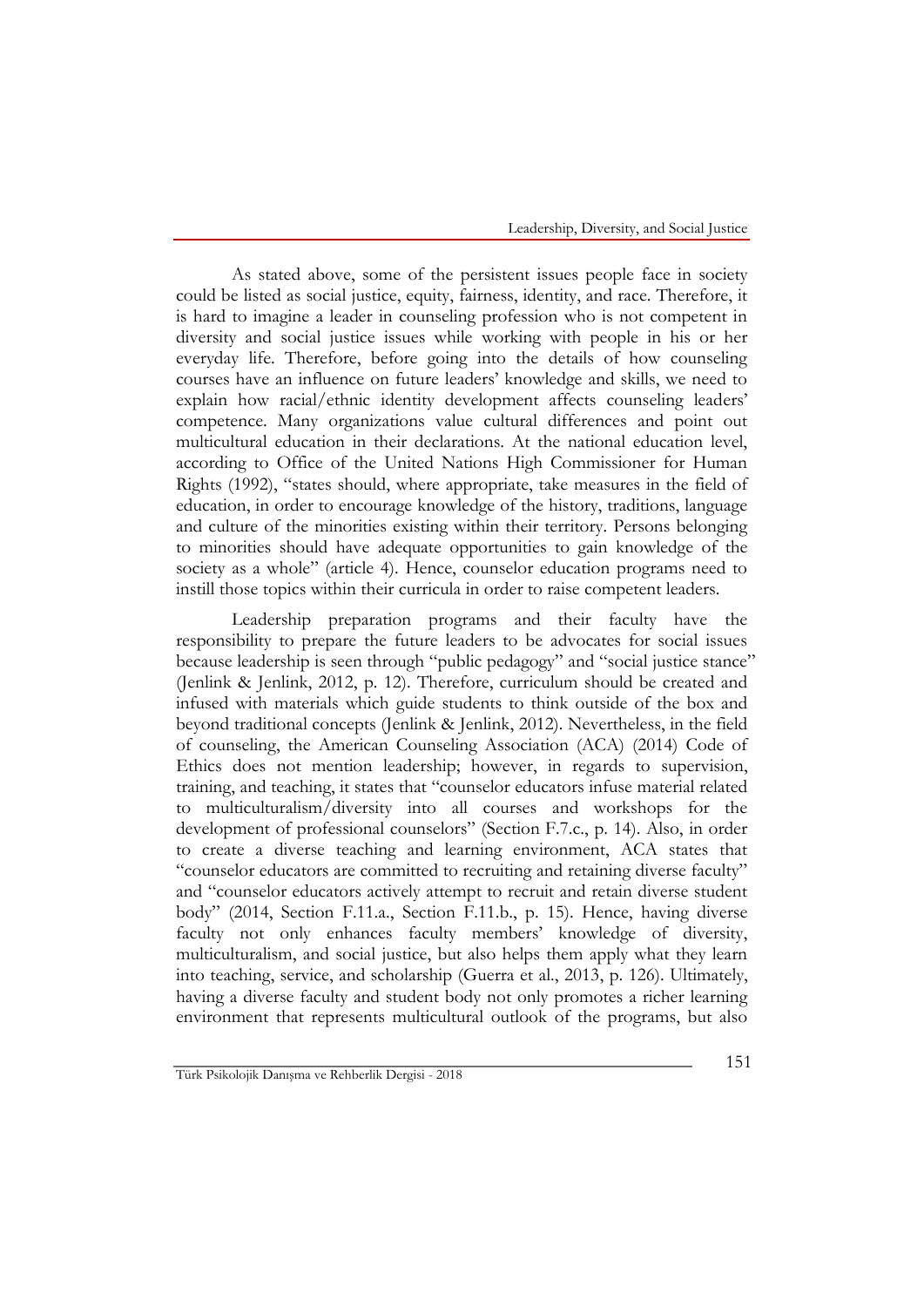As stated above, some of the persistent issues people face in society could be listed as social justice, equity, fairness, identity, and race. Therefore, it is hard to imagine a leader in counseling profession who is not competent in diversity and social justice issues while working with people in his or her everyday life. Therefore, before going into the details of how counseling courses have an influence on future leaders' knowledge and skills, we need to explain how racial/ethnic identity development affects counseling leaders' competence. Many organizations value cultural differences and point out multicultural education in their declarations. At the national education level, according to Office of the United Nations High Commissioner for Human Rights (1992), "states should, where appropriate, take measures in the field of education, in order to encourage knowledge of the history, traditions, language and culture of the minorities existing within their territory. Persons belonging to minorities should have adequate opportunities to gain knowledge of the society as a whole" (article 4). Hence, counselor education programs need to instill those topics within their curricula in order to raise competent leaders.

Leadership preparation programs and their faculty have the responsibility to prepare the future leaders to be advocates for social issues because leadership is seen through "public pedagogy" and "social justice stance" (Jenlink & Jenlink, 2012, p. 12). Therefore, curriculum should be created and infused with materials which guide students to think outside of the box and beyond traditional concepts (Jenlink & Jenlink, 2012). Nevertheless, in the field of counseling, the American Counseling Association (ACA) (2014) Code of Ethics does not mention leadership; however, in regards to supervision, training, and teaching, it states that "counselor educators infuse material related to multiculturalism/diversity into all courses and workshops for the development of professional counselors" (Section F.7.c., p. 14). Also, in order to create a diverse teaching and learning environment, ACA states that "counselor educators are committed to recruiting and retaining diverse faculty" and "counselor educators actively attempt to recruit and retain diverse student body" (2014, Section F.11.a., Section F.11.b., p. 15). Hence, having diverse faculty not only enhances faculty members' knowledge of diversity, multiculturalism, and social justice, but also helps them apply what they learn into teaching, service, and scholarship (Guerra et al., 2013, p. 126). Ultimately, having a diverse faculty and student body not only promotes a richer learning environment that represents multicultural outlook of the programs, but also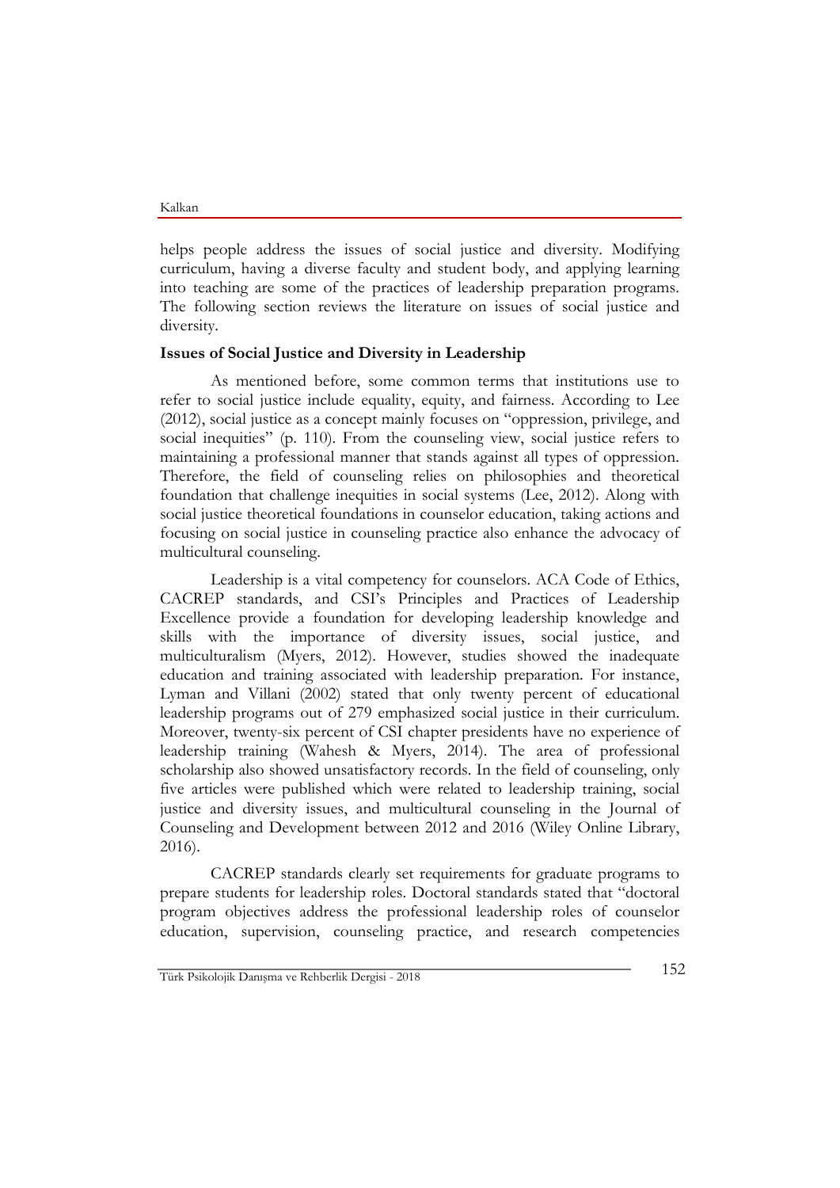helps people address the issues of social justice and diversity. Modifying curriculum, having a diverse faculty and student body, and applying learning into teaching are some of the practices of leadership preparation programs. The following section reviews the literature on issues of social justice and diversity.

**Issues of Social Justice and Diversity in Leadership**

As mentioned before, some common terms that institutions use to refer to social justice include equality, equity, and fairness. According to Lee (2012), social justice as a concept mainly focuses on "oppression, privilege, and social inequities" (p. 110). From the counseling view, social justice refers to maintaining a professional manner that stands against all types of oppression. Therefore, the field of counseling relies on philosophies and theoretical foundation that challenge inequities in social systems (Lee, 2012). Along with social justice theoretical foundations in counselor education, taking actions and focusing on social justice in counseling practice also enhance the advocacy of multicultural counseling.

Leadership is a vital competency for counselors. ACA Code of Ethics, CACREP standards, and CSI's Principles and Practices of Leadership Excellence provide a foundation for developing leadership knowledge and skills with the importance of diversity issues, social justice, and multiculturalism (Myers, 2012). However, studies showed the inadequate education and training associated with leadership preparation. For instance, Lyman and Villani (2002) stated that only twenty percent of educational leadership programs out of 279 emphasized social justice in their curriculum. Moreover, twenty-six percent of CSI chapter presidents have no experience of leadership training (Wahesh & Myers, 2014). The area of professional scholarship also showed unsatisfactory records. In the field of counseling, only five articles were published which were related to leadership training, social justice and diversity issues, and multicultural counseling in the Journal of Counseling and Development between 2012 and 2016 (Wiley Online Library, 2016).

CACREP standards clearly set requirements for graduate programs to prepare students for leadership roles. Doctoral standards stated that "doctoral program objectives address the professional leadership roles of counselor education, supervision, counseling practice, and research competencies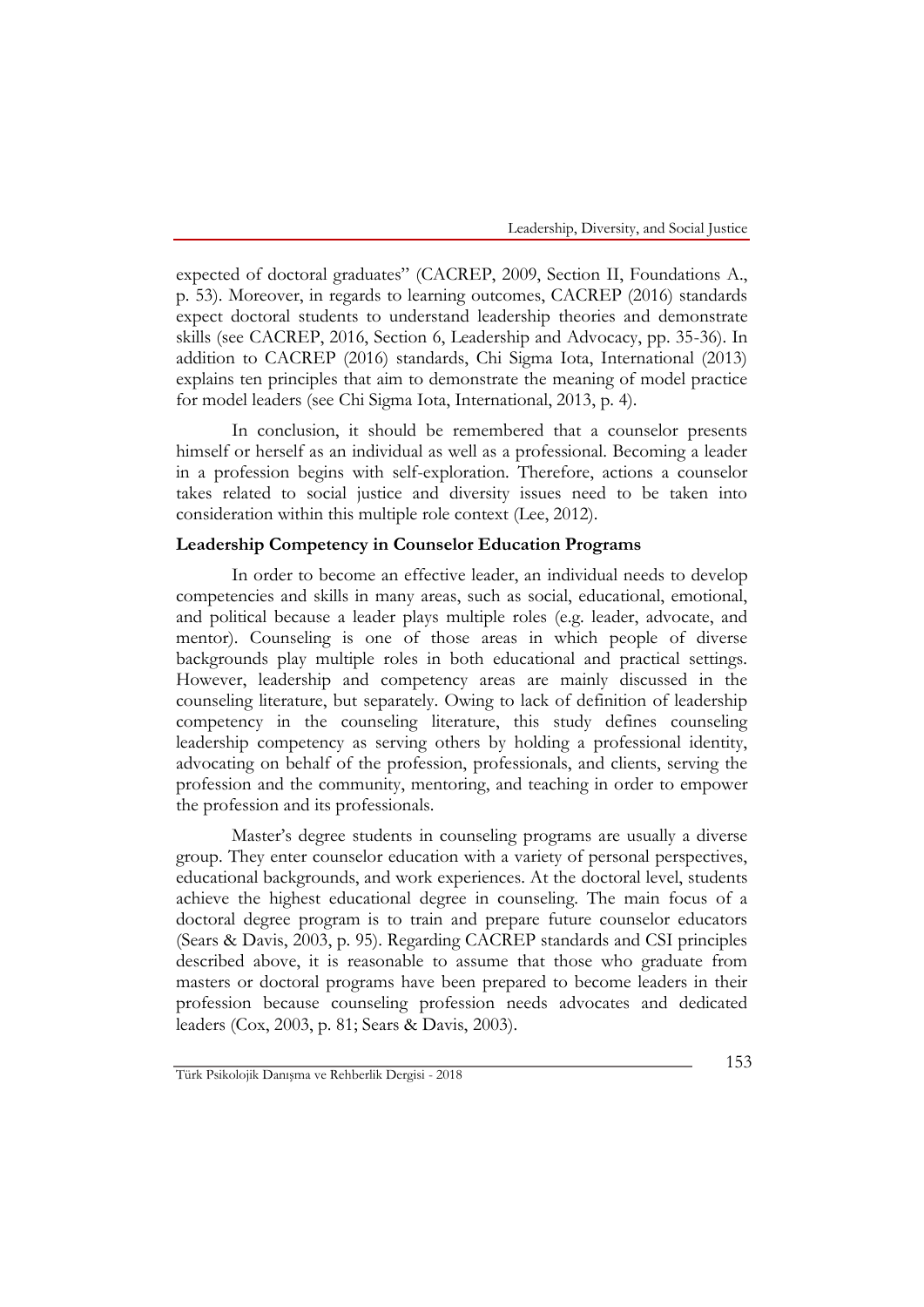expected of doctoral graduates" (CACREP, 2009, Section II, Foundations A., p. 53). Moreover, in regards to learning outcomes, CACREP (2016) standards expect doctoral students to understand leadership theories and demonstrate skills (see CACREP, 2016, Section 6, Leadership and Advocacy, pp. 35-36). In addition to CACREP (2016) standards, Chi Sigma Iota, International (2013) explains ten principles that aim to demonstrate the meaning of model practice for model leaders (see Chi Sigma Iota, International, 2013, p. 4).

In conclusion, it should be remembered that a counselor presents himself or herself as an individual as well as a professional. Becoming a leader in a profession begins with self-exploration. Therefore, actions a counselor takes related to social justice and diversity issues need to be taken into consideration within this multiple role context (Lee, 2012).

**Leadership Competency in Counselor Education Programs**

In order to become an effective leader, an individual needs to develop competencies and skills in many areas, such as social, educational, emotional, and political because a leader plays multiple roles (e.g. leader, advocate, and mentor). Counseling is one of those areas in which people of diverse backgrounds play multiple roles in both educational and practical settings. However, leadership and competency areas are mainly discussed in the counseling literature, but separately. Owing to lack of definition of leadership competency in the counseling literature, this study defines counseling leadership competency as serving others by holding a professional identity, advocating on behalf of the profession, professionals, and clients, serving the profession and the community, mentoring, and teaching in order to empower the profession and its professionals.

Master's degree students in counseling programs are usually a diverse group. They enter counselor education with a variety of personal perspectives, educational backgrounds, and work experiences. At the doctoral level, students achieve the highest educational degree in counseling. The main focus of a doctoral degree program is to train and prepare future counselor educators (Sears & Davis, 2003, p. 95). Regarding CACREP standards and CSI principles described above, it is reasonable to assume that those who graduate from masters or doctoral programs have been prepared to become leaders in their profession because counseling profession needs advocates and dedicated leaders (Cox, 2003, p. 81; Sears & Davis, 2003).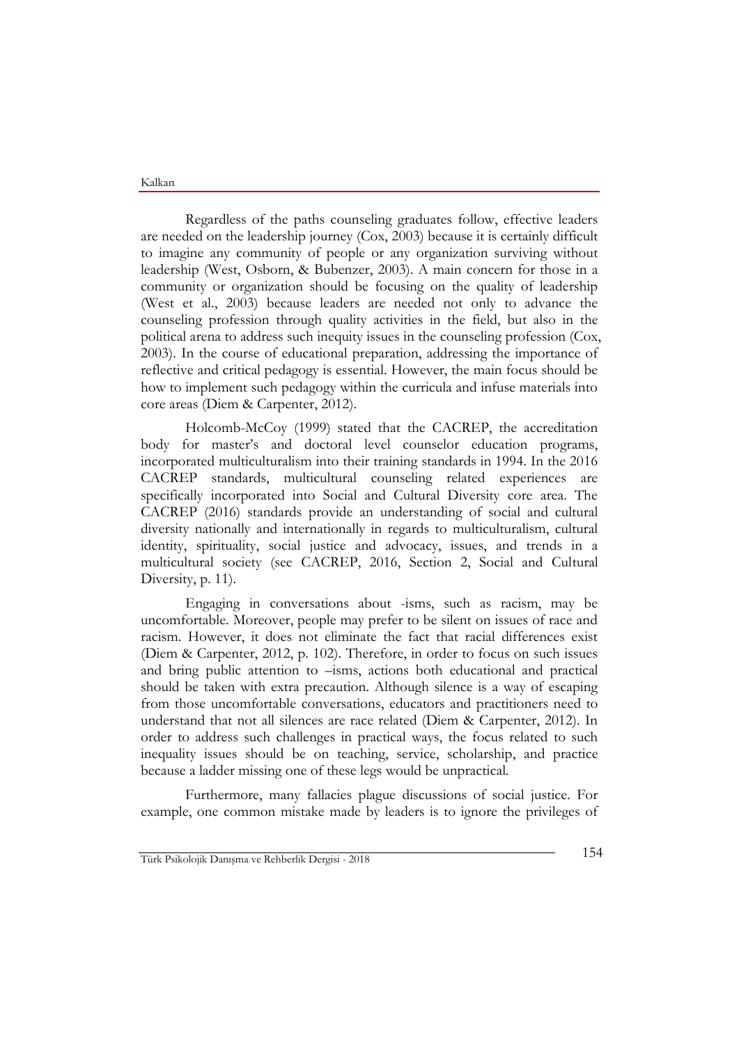Regardless of the paths counseling graduates follow, effective leaders are needed on the leadership journey (Cox, 2003) because it is certainly difficult to imagine any community of people or any organization surviving without leadership (West, Osborn, & Bubenzer, 2003). A main concern for those in a community or organization should be focusing on the quality of leadership (West et al., 2003) because leaders are needed not only to advance the counseling profession through quality activities in the field, but also in the political arena to address such inequity issues in the counseling profession (Cox, 2003). In the course of educational preparation, addressing the importance of reflective and critical pedagogy is essential. However, the main focus should be how to implement such pedagogy within the curricula and infuse materials into core areas (Diem & Carpenter, 2012).

Holcomb-McCoy (1999) stated that the CACREP, the accreditation body for master's and doctoral level counselor education programs, incorporated multiculturalism into their training standards in 1994. In the 2016 CACREP standards, multicultural counseling related experiences are specifically incorporated into Social and Cultural Diversity core area. The CACREP (2016) standards provide an understanding of social and cultural diversity nationally and internationally in regards to multiculturalism, cultural identity, spirituality, social justice and advocacy, issues, and trends in a multicultural society (see CACREP, 2016, Section 2, Social and Cultural Diversity, p. 11).

Engaging in conversations about -isms, such as racism, may be uncomfortable. Moreover, people may prefer to be silent on issues of race and racism. However, it does not eliminate the fact that racial differences exist (Diem & Carpenter, 2012, p. 102). Therefore, in order to focus on such issues and bring public attention to –isms, actions both educational and practical should be taken with extra precaution. Although silence is a way of escaping from those uncomfortable conversations, educators and practitioners need to understand that not all silences are race related (Diem & Carpenter, 2012). In order to address such challenges in practical ways, the focus related to such inequality issues should be on teaching, service, scholarship, and practice because a ladder missing one of these legs would be unpractical.

Furthermore, many fallacies plague discussions of social justice. For example, one common mistake made by leaders is to ignore the privileges of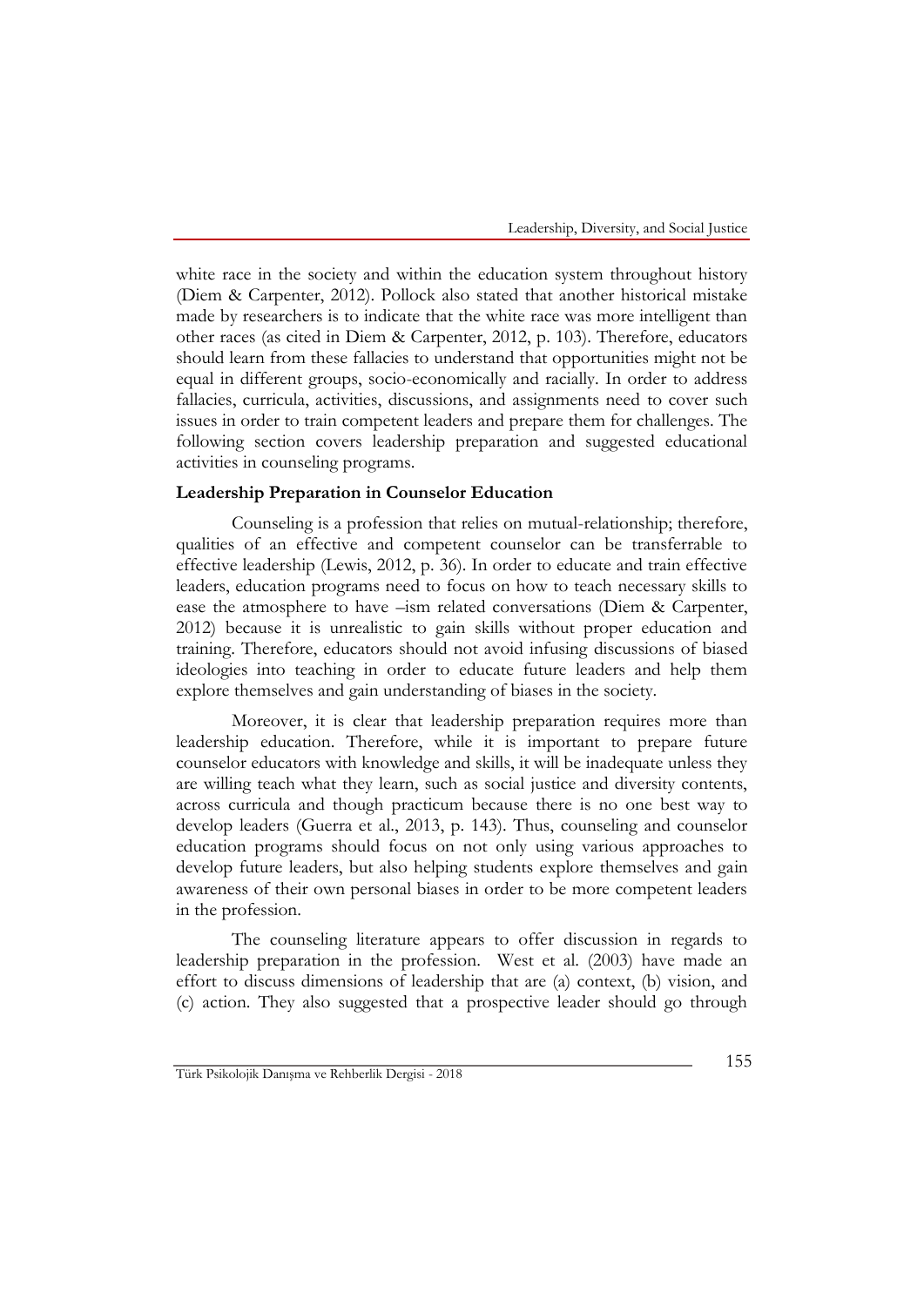white race in the society and within the education system throughout history (Diem & Carpenter, 2012). Pollock also stated that another historical mistake made by researchers is to indicate that the white race was more intelligent than other races (as cited in Diem & Carpenter, 2012, p. 103). Therefore, educators should learn from these fallacies to understand that opportunities might not be equal in different groups, socio-economically and racially. In order to address fallacies, curricula, activities, discussions, and assignments need to cover such issues in order to train competent leaders and prepare them for challenges. The following section covers leadership preparation and suggested educational activities in counseling programs.

## Leadership Preparation in Counselor Education

Counseling is a profession that relies on mutual-relationship; therefore, qualities of an effective and competent counselor can be transferrable to effective leadership (Lewis, 2012, p. 36). In order to educate and train effective leaders, education programs need to focus on how to teach necessary skills to ease the atmosphere to have –ism related conversations (Diem & Carpenter, 2012) because it is unrealistic to gain skills without proper education and training. Therefore, educators should not avoid infusing discussions of biased ideologies into teaching in order to educate future leaders and help them explore themselves and gain understanding of biases in the society.

Moreover, it is clear that leadership preparation requires more than leadership education. Therefore, while it is important to prepare future counselor educators with knowledge and skills, it will be inadequate unless they are willing teach what they learn, such as social justice and diversity contents, across curricula and though practicum because there is no one best way to develop leaders (Guerra et al., 2013, p. 143). Thus, counseling and counselor education programs should focus on not only using various approaches to develop future leaders, but also helping students explore themselves and gain awareness of their own personal biases in order to be more competent leaders in the profession.

The counseling literature appears to offer discussion in regards to leadership preparation in the profession. West et al. (2003) have made an effort to discuss dimensions of leadership that are (a) context, (b) vision, and (c) action. They also suggested that a prospective leader should go through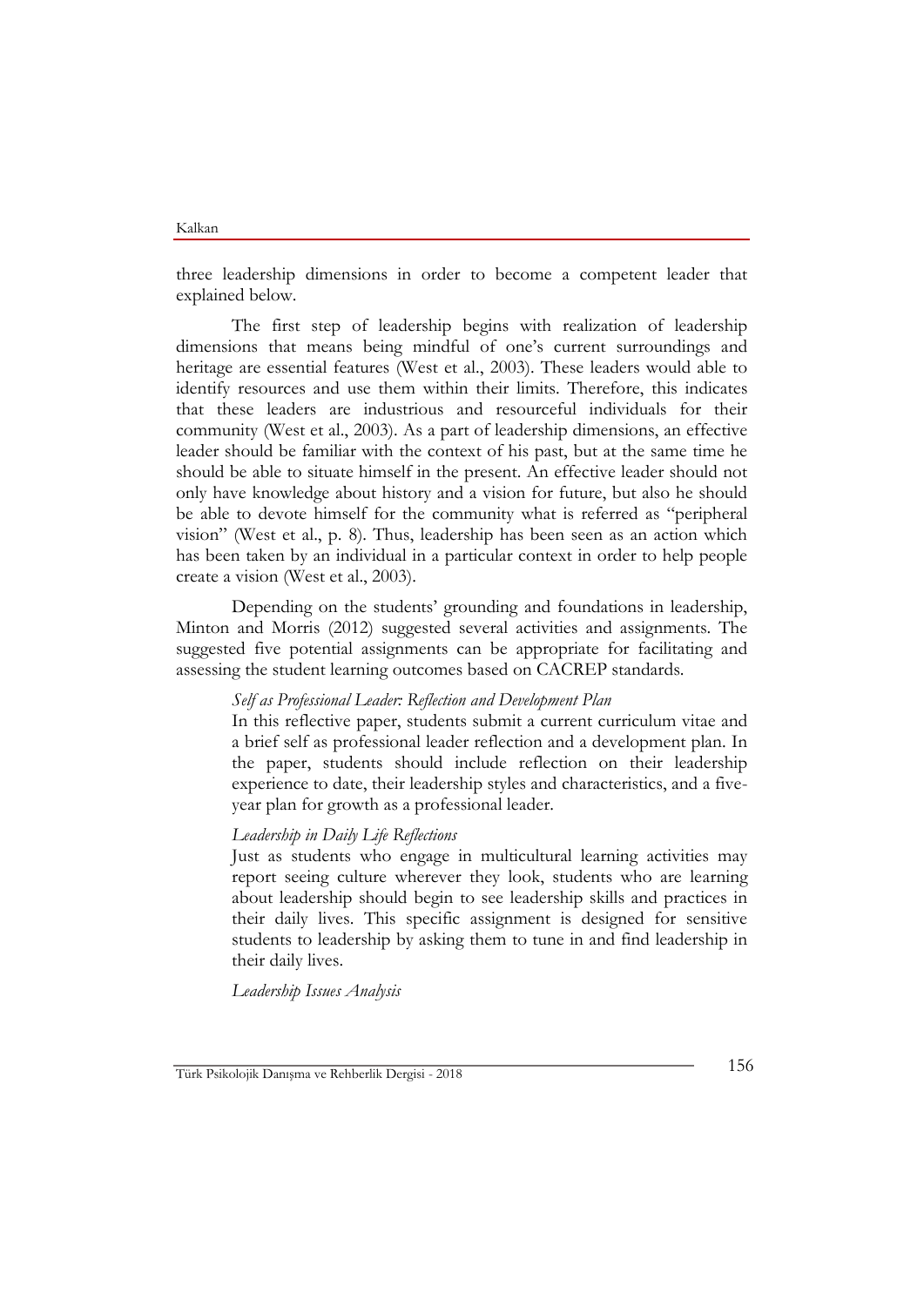three leadership dimensions in order to become a competent leader that explained below.

The first step of leadership begins with realization of leadership dimensions that means being mindful of one's current surroundings and heritage are essential features (West et al., 2003). These leaders would able to identify resources and use them within their limits. Therefore, this indicates that these leaders are industrious and resourceful individuals for their community (West et al., 2003). As a part of leadership dimensions, an effective leader should be familiar with the context of his past, but at the same time he should be able to situate himself in the present. An effective leader should not only have knowledge about history and a vision for future, but also he should be able to devote himself for the community what is referred as "peripheral vision" (West et al., p. 8). Thus, leadership has been seen as an action which has been taken by an individual in a particular context in order to help people create a vision (West et al., 2003).

Depending on the students' grounding and foundations in leadership, Minton and Morris (2012) suggested several activities and assignments. The suggested five potential assignments can be appropriate for facilitating and assessing the student learning outcomes based on CACREP standards.

*Self as Professional Leader: Reflection and Development Plan*

In this reflective paper, students submit a current curriculum vitae and a brief self as professional leader reflection and a development plan. In the paper, students should include reflection on their leadership experience to date, their leadership styles and characteristics, and a five-year plan for growth as a professional leader.

*Leadership in Daily Life Reflections*

Just as students who engage in multicultural learning activities may report seeing culture wherever they look, students who are learning about leadership should begin to see leadership skills and practices in their daily lives. This specific assignment is designed for sensitive students to leadership by asking them to tune in and find leadership in their daily lives.

*Leadership Issues Analysis*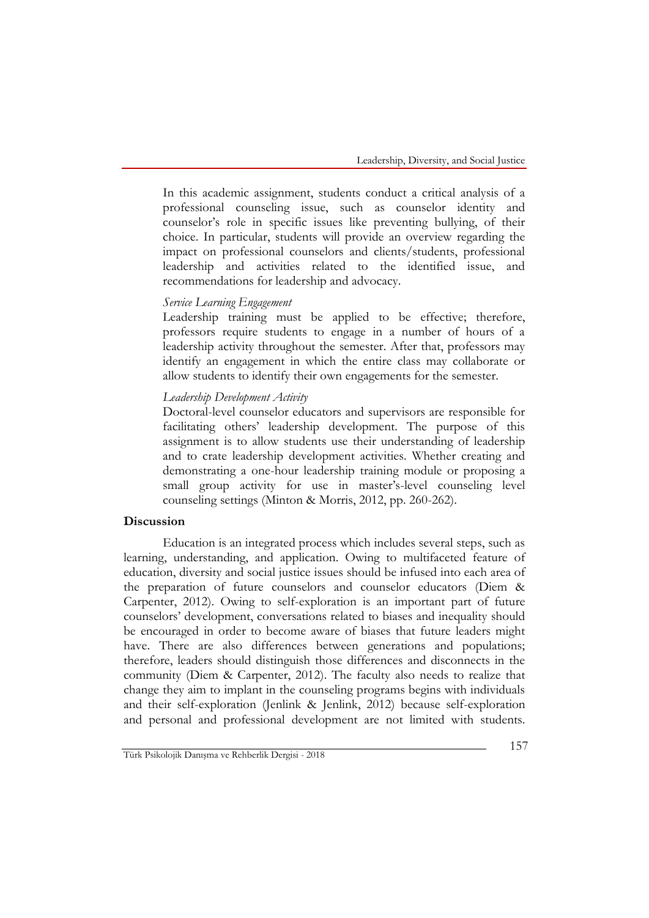In this academic assignment, students conduct a critical analysis of a professional counseling issue, such as counselor identity and counselor's role in specific issues like preventing bullying, of their choice. In particular, students will provide an overview regarding the impact on professional counselors and clients/students, professional leadership and activities related to the identified issue, and recommendations for leadership and advocacy.

*Service Learning Engagement*

Leadership training must be applied to be effective; therefore, professors require students to engage in a number of hours of a leadership activity throughout the semester. After that, professors may identify an engagement in which the entire class may collaborate or allow students to identify their own engagements for the semester.

*Leadership Development Activity*

Doctoral-level counselor educators and supervisors are responsible for facilitating others' leadership development. The purpose of this assignment is to allow students use their understanding of leadership and to crate leadership development activities. Whether creating and demonstrating a one-hour leadership training module or proposing a small group activity for use in master's-level counseling level counseling settings (Minton & Morris, 2012, pp. 260-262).

**Discussion**

Education is an integrated process which includes several steps, such as learning, understanding, and application. Owing to multifaceted feature of education, diversity and social justice issues should be infused into each area of the preparation of future counselors and counselor educators (Diem & Carpenter, 2012). Owing to self-exploration is an important part of future counselors' development, conversations related to biases and inequality should be encouraged in order to become aware of biases that future leaders might have. There are also differences between generations and populations; therefore, leaders should distinguish those differences and disconnects in the community (Diem & Carpenter, 2012). The faculty also needs to realize that change they aim to implant in the counseling programs begins with individuals and their self-exploration (Jenlink & Jenlink, 2012) because self-exploration and personal and professional development are not limited with students.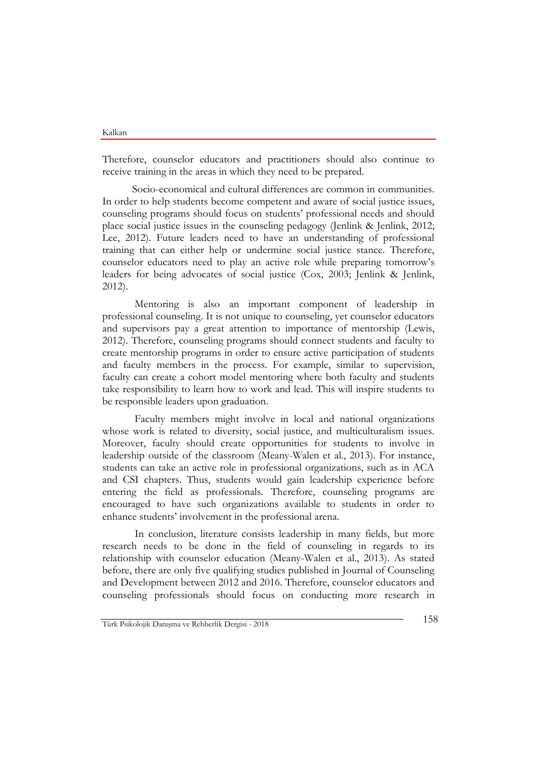Therefore, counselor educators and practitioners should also continue to receive training in the areas in which they need to be prepared.

Socio-economical and cultural differences are common in communities. In order to help students become competent and aware of social justice issues, counseling programs should focus on students' professional needs and should place social justice issues in the counseling pedagogy (Jenlink & Jenlink, 2012; Lee, 2012). Future leaders need to have an understanding of professional training that can either help or undermine social justice stance. Therefore, counselor educators need to play an active role while preparing tomorrow's leaders for being advocates of social justice (Cox, 2003; Jenlink & Jenlink, 2012).

Mentoring is also an important component of leadership in professional counseling. It is not unique to counseling, yet counselor educators and supervisors pay a great attention to importance of mentorship (Lewis, 2012). Therefore, counseling programs should connect students and faculty to create mentorship programs in order to ensure active participation of students and faculty members in the process. For example, similar to supervision, faculty can create a cohort model mentoring where both faculty and students take responsibility to learn how to work and lead. This will inspire students to be responsible leaders upon graduation.

Faculty members might involve in local and national organizations whose work is related to diversity, social justice, and multiculturalism issues. Moreover, faculty should create opportunities for students to involve in leadership outside of the classroom (Meany-Walen et al., 2013). For instance, students can take an active role in professional organizations, such as in ACA and CSI chapters. Thus, students would gain leadership experience before entering the field as professionals. Therefore, counseling programs are encouraged to have such organizations available to students in order to enhance students' involvement in the professional arena.

In conclusion, literature consists leadership in many fields, but more research needs to be done in the field of counseling in regards to its relationship with counselor education (Meany-Walen et al., 2013). As stated before, there are only five qualifying studies published in Journal of Counseling and Development between 2012 and 2016. Therefore, counselor educators and counseling professionals should focus on conducting more research in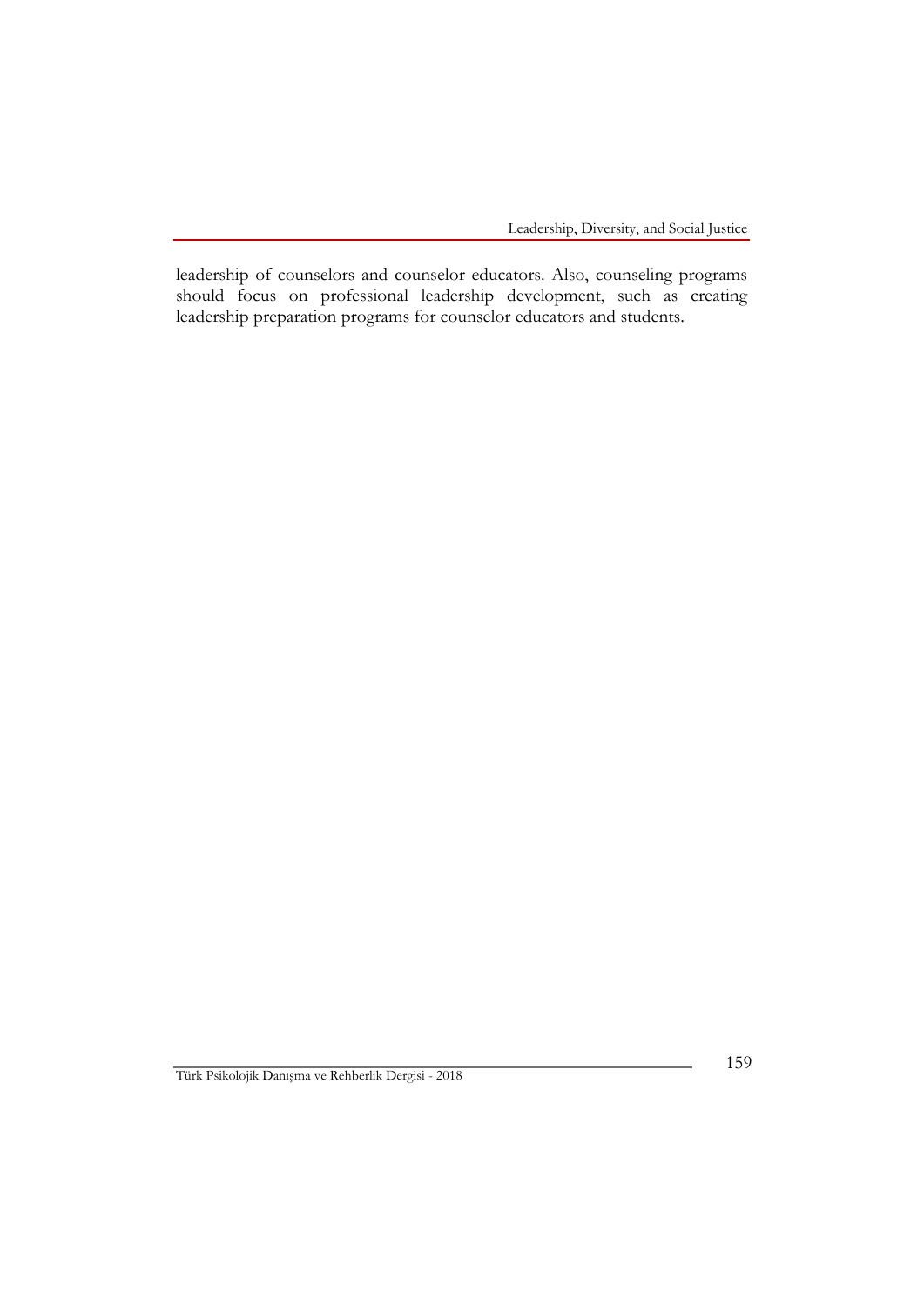leadership of counselors and counselor educators. Also, counseling programs should focus on professional leadership development, such as creating leadership preparation programs for counselor educators and students.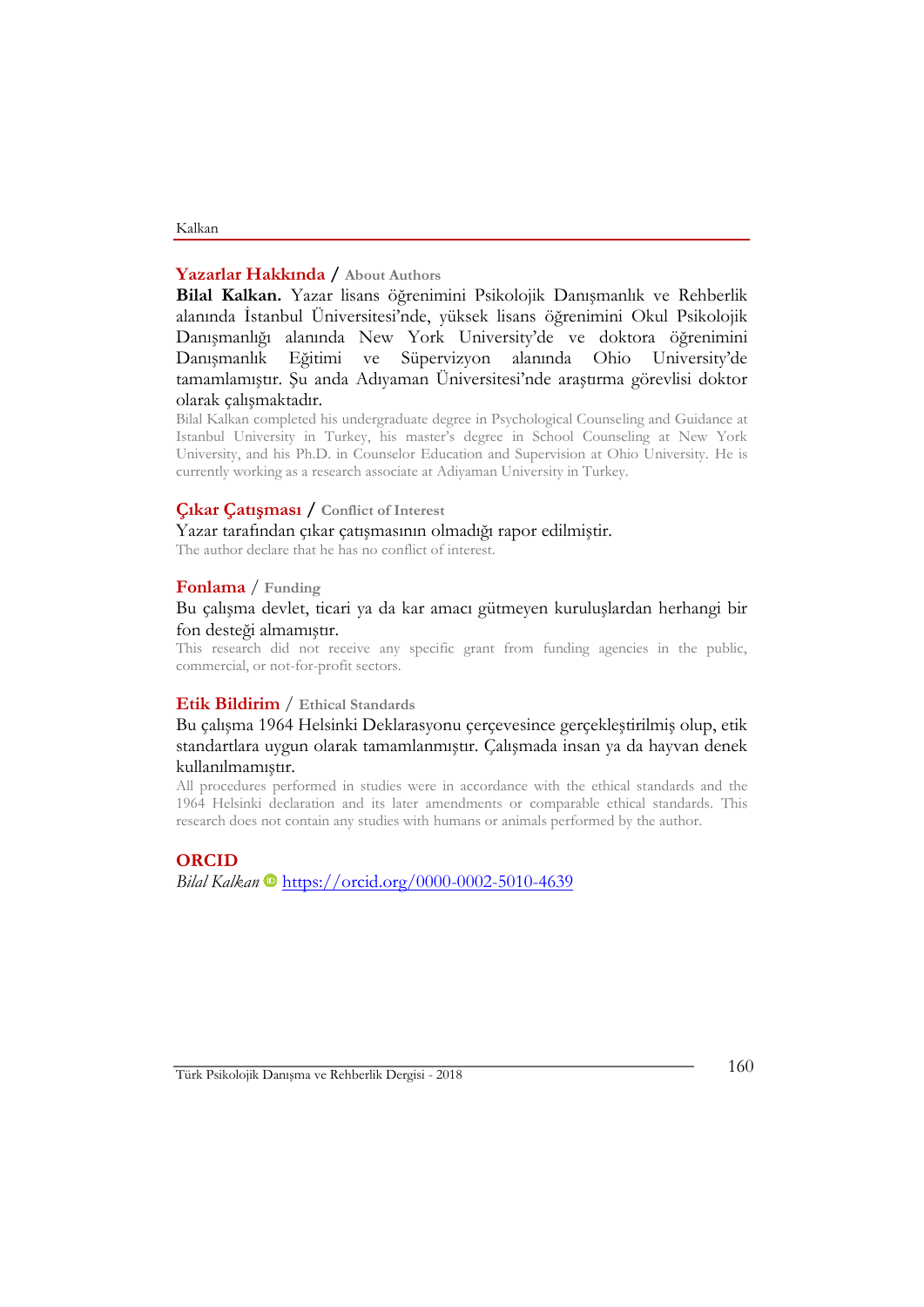## Yazarlar Hakkında / About Authors

**Bilal Kalkan.** Yazar lisans öğrenimini Psikolojik Danışmanlık ve Rehberlik alanında İstanbul Üniversitesi'nde, yüksek lisans öğrenimini Okul Psikolojik Danışmanlığı alanında New York University'de ve doktora öğrenimini Danışmanlık Eğitimi ve Süpervizyon alanında Ohio University'de tamamlamıştır. Şu anda Adıyaman Üniversitesi'nde araştırma görevlisi doktor olarak çalışmaktadır.

Bilal Kalkan completed his undergraduate degree in Psychological Counseling and Guidance at Istanbul University in Turkey, his master's degree in School Counseling at New York University, and his Ph.D. in Counselor Education and Supervision at Ohio University. He is currently working as a research associate at Adiyaman University in Turkey.

## Çıkar Çatışması / Conflict of Interest

Yazar tarafından çıkar çatışmasının olmadığı rapor edilmiştir.

The author declare that he has no conflict of interest.

## Fonlama / Funding

Bu çalışma devlet, ticari ya da kar amacı gütmeyen kuruluşlardan herhangi bir fon desteği almamıştır.

This research did not receive any specific grant from funding agencies in the public, commercial, or not-for-profit sectors.

## Etik Bildirim / Ethical Standards

Bu çalışma 1964 Helsinki Deklarasyonu çerçevesince gerçekleştirilmiş olup, etik standartlara uygun olarak tamamlanmıştır. Çalışmada insan ya da hayvan denek kullanılmamıştır.

All procedures performed in studies were in accordance with the ethical standards and the 1964 Helsinki declaration and its later amendments or comparable ethical standards. This research does not contain any studies with humans or animals performed by the author.

## ORCID

*Bilal Kalkan* https://orcid.org/0000-0002-5010-4639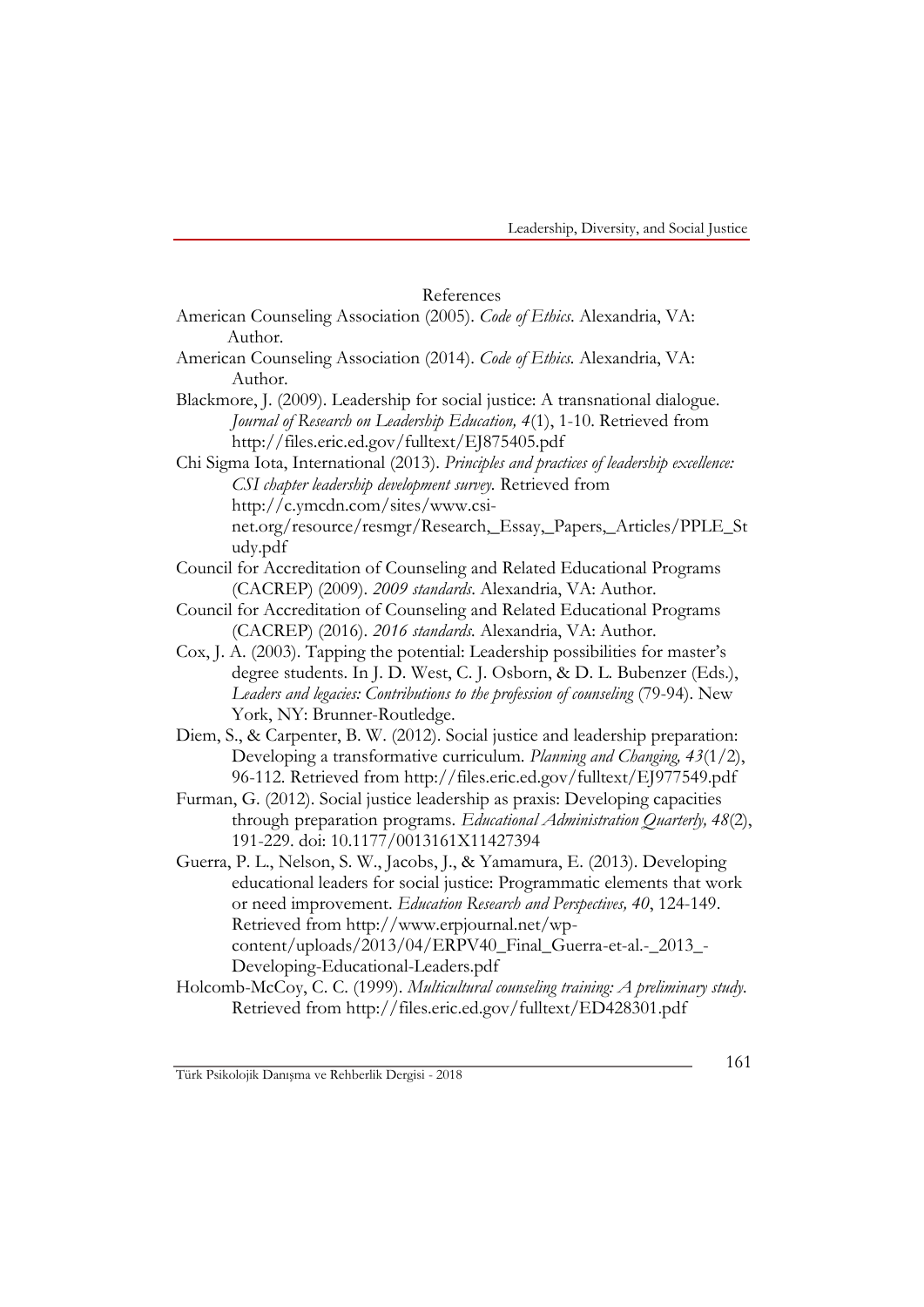## References

American Counseling Association (2005). *Code of Ethics*. Alexandria, VA: Author.

American Counseling Association (2014). *Code of Ethics*. Alexandria, VA: Author.

Blackmore, J. (2009). Leadership for social justice: A transnational dialogue. *Journal of Research on Leadership Education, 4*(1), 1-10. Retrieved from http://files.eric.ed.gov/fulltext/EJ875405.pdf

Chi Sigma Iota, International (2013). *Principles and practices of leadership excellence: CSI chapter leadership development survey.* Retrieved from http://c.ymcdn.com/sites/www.csi-net.org/resource/resmgr/Research,_Essay,_Papers,_Articles/PPLE_Study.pdf

Council for Accreditation of Counseling and Related Educational Programs (CACREP) (2009). *2009 standards*. Alexandria, VA: Author.

Council for Accreditation of Counseling and Related Educational Programs (CACREP) (2016). *2016 standards.* Alexandria, VA: Author.

Cox, J. A. (2003). Tapping the potential: Leadership possibilities for master's degree students. In J. D. West, C. J. Osborn, & D. L. Bubenzer (Eds.), *Leaders and legacies: Contributions to the profession of counseling* (79-94). New York, NY: Brunner-Routledge.

Diem, S., & Carpenter, B. W. (2012). Social justice and leadership preparation: Developing a transformative curriculum. *Planning and Changing, 43*(1/2), 96-112. Retrieved from http://files.eric.ed.gov/fulltext/EJ977549.pdf

Furman, G. (2012). Social justice leadership as praxis: Developing capacities through preparation programs. *Educational Administration Quarterly, 48*(2), 191-229. doi: 10.1177/0013161X11427394

Guerra, P. L., Nelson, S. W., Jacobs, J., & Yamamura, E. (2013). Developing educational leaders for social justice: Programmatic elements that work or need improvement. *Education Research and Perspectives, 40*, 124-149. Retrieved from http://www.erpjournal.net/wp-content/uploads/2013/04/ERPV40_Final_Guerra-et-al.-_2013_-Developing-Educational-Leaders.pdf

Holcomb-McCoy, C. C. (1999). *Multicultural counseling training: A preliminary study.* Retrieved from http://files.eric.ed.gov/fulltext/ED428301.pdf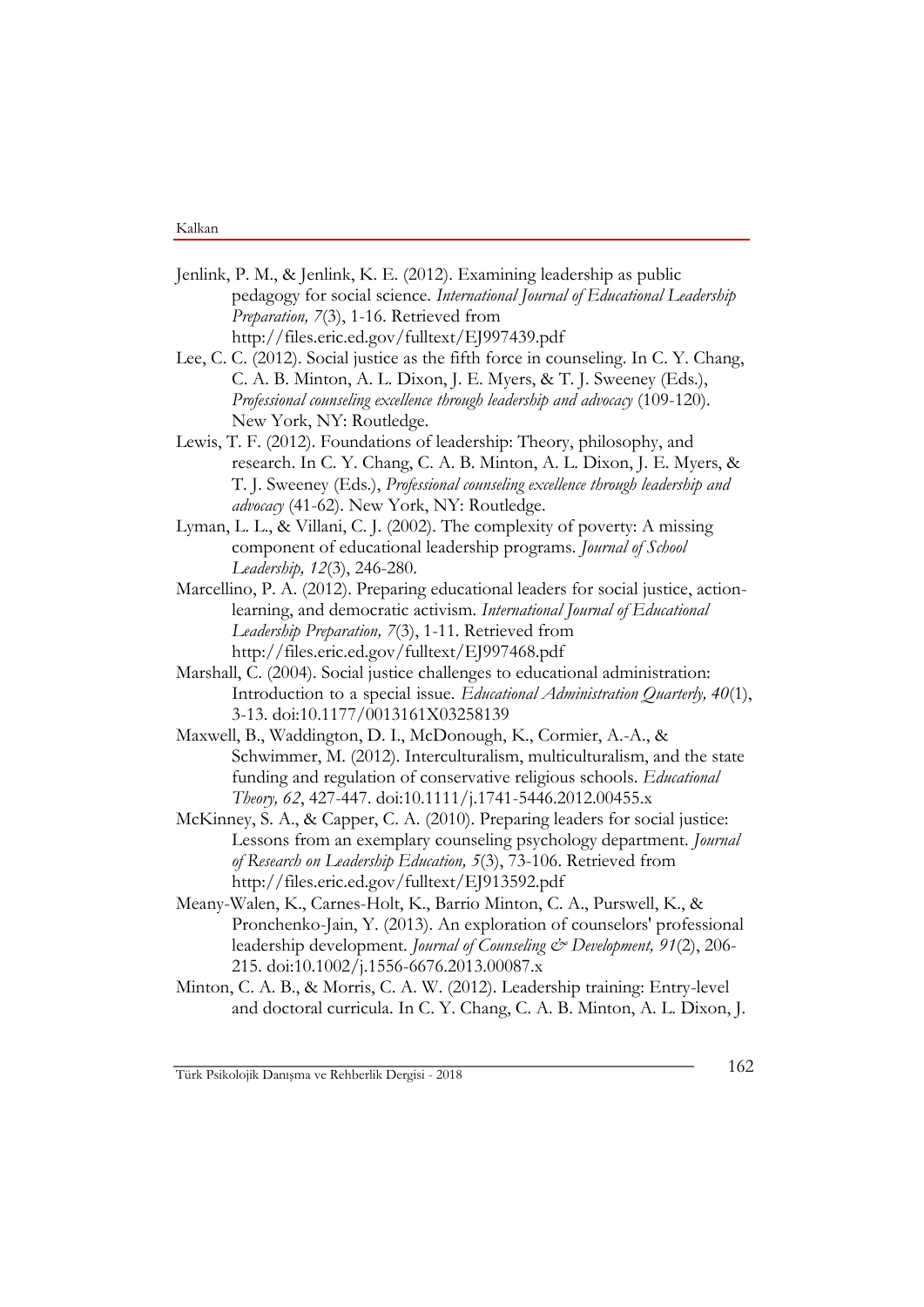Jenlink, P. M., & Jenlink, K. E. (2012). Examining leadership as public pedagogy for social science. *International Journal of Educational Leadership Preparation, 7*(3), 1-16. Retrieved from http://files.eric.ed.gov/fulltext/EJ997439.pdf

Lee, C. C. (2012). Social justice as the fifth force in counseling. In C. Y. Chang, C. A. B. Minton, A. L. Dixon, J. E. Myers, & T. J. Sweeney (Eds.), *Professional counseling excellence through leadership and advocacy* (109-120). New York, NY: Routledge.

Lewis, T. F. (2012). Foundations of leadership: Theory, philosophy, and research. In C. Y. Chang, C. A. B. Minton, A. L. Dixon, J. E. Myers, & T. J. Sweeney (Eds.), *Professional counseling excellence through leadership and advocacy* (41-62). New York, NY: Routledge.

Lyman, L. L., & Villani, C. J. (2002). The complexity of poverty: A missing component of educational leadership programs. *Journal of School Leadership, 12*(3), 246-280.

Marcellino, P. A. (2012). Preparing educational leaders for social justice, action-learning, and democratic activism. *International Journal of Educational Leadership Preparation, 7*(3), 1-11. Retrieved from http://files.eric.ed.gov/fulltext/EJ997468.pdf

Marshall, C. (2004). Social justice challenges to educational administration: Introduction to a special issue. *Educational Administration Quarterly, 40*(1), 3-13. doi:10.1177/0013161X03258139

Maxwell, B., Waddington, D. I., McDonough, K., Cormier, A.-A., & Schwimmer, M. (2012). Interculturalism, multiculturalism, and the state funding and regulation of conservative religious schools. *Educational Theory, 62*, 427-447. doi:10.1111/j.1741-5446.2012.00455.x

McKinney, S. A., & Capper, C. A. (2010). Preparing leaders for social justice: Lessons from an exemplary counseling psychology department. *Journal of Research on Leadership Education, 5*(3), 73-106. Retrieved from http://files.eric.ed.gov/fulltext/EJ913592.pdf

Meany-Walen, K., Carnes-Holt, K., Barrio Minton, C. A., Purswell, K., & Pronchenko-Jain, Y. (2013). An exploration of counselors' professional leadership development. *Journal of Counseling & Development, 91*(2), 206-215. doi:10.1002/j.1556-6676.2013.00087.x

Minton, C. A. B., & Morris, C. A. W. (2012). Leadership training: Entry-level and doctoral curricula. In C. Y. Chang, C. A. B. Minton, A. L. Dixon, J.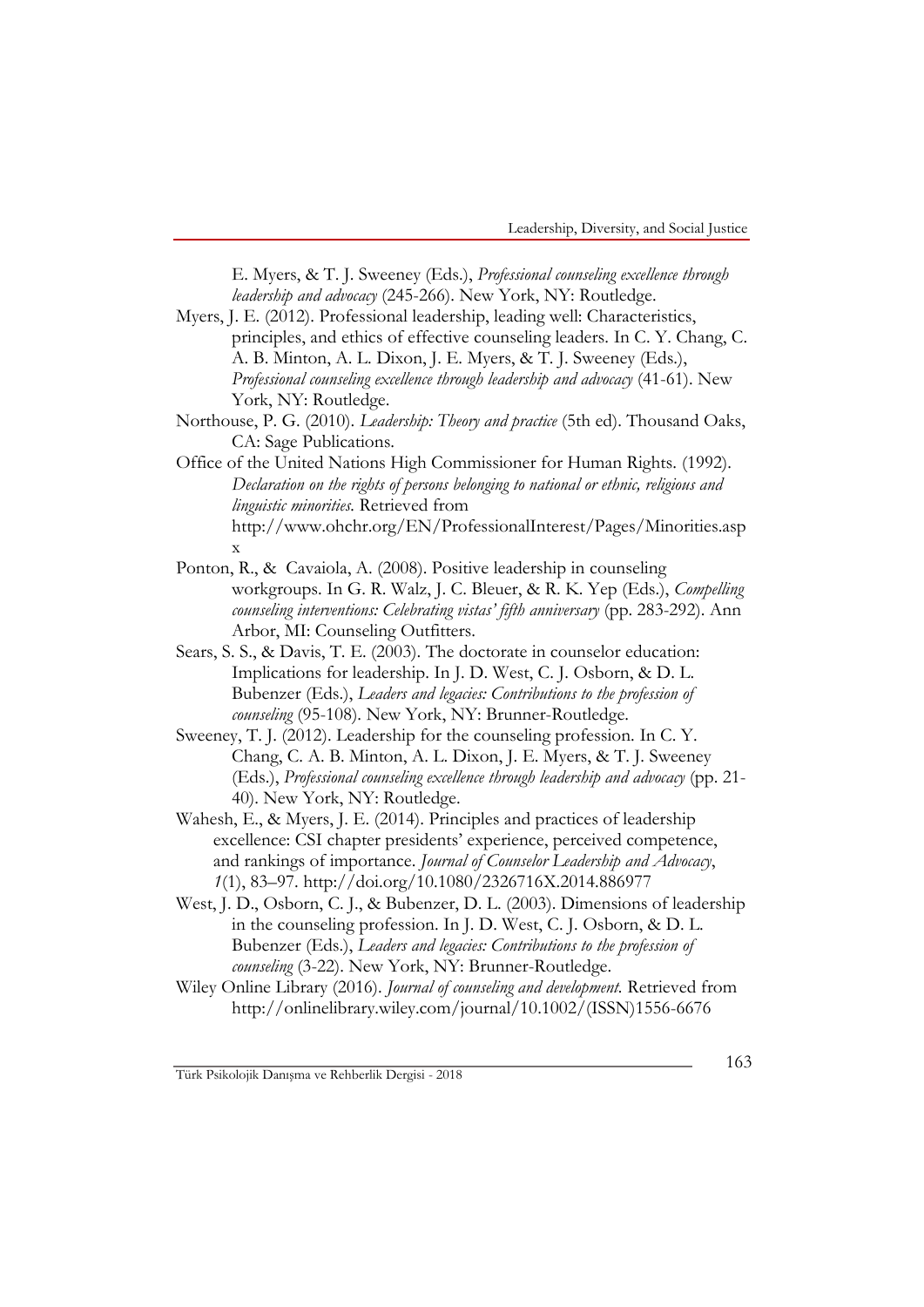E. Myers, & T. J. Sweeney (Eds.), *Professional counseling excellence through leadership and advocacy* (245-266). New York, NY: Routledge.

Myers, J. E. (2012). Professional leadership, leading well: Characteristics, principles, and ethics of effective counseling leaders. In C. Y. Chang, C. A. B. Minton, A. L. Dixon, J. E. Myers, & T. J. Sweeney (Eds.), *Professional counseling excellence through leadership and advocacy* (41-61). New York, NY: Routledge.

Northouse, P. G. (2010). *Leadership: Theory and practice* (5th ed). Thousand Oaks, CA: Sage Publications.

Office of the United Nations High Commissioner for Human Rights. (1992). *Declaration on the rights of persons belonging to national or ethnic, religious and linguistic minorities.* Retrieved from http://www.ohchr.org/EN/ProfessionalInterest/Pages/Minorities.aspx

Ponton, R., & Cavaiola, A. (2008). Positive leadership in counseling workgroups. In G. R. Walz, J. C. Bleuer, & R. K. Yep (Eds.), *Compelling counseling interventions: Celebrating vistas' fifth anniversary* (pp. 283-292). Ann Arbor, MI: Counseling Outfitters.

Sears, S. S., & Davis, T. E. (2003). The doctorate in counselor education: Implications for leadership. In J. D. West, C. J. Osborn, & D. L. Bubenzer (Eds.), *Leaders and legacies: Contributions to the profession of counseling* (95-108). New York, NY: Brunner-Routledge.

Sweeney, T. J. (2012). Leadership for the counseling profession. In C. Y. Chang, C. A. B. Minton, A. L. Dixon, J. E. Myers, & T. J. Sweeney (Eds.), *Professional counseling excellence through leadership and advocacy* (pp. 21-40). New York, NY: Routledge.

Wahesh, E., & Myers, J. E. (2014). Principles and practices of leadership excellence: CSI chapter presidents' experience, perceived competence, and rankings of importance. *Journal of Counselor Leadership and Advocacy*, *1*(1), 83–97. http://doi.org/10.1080/2326716X.2014.886977

West, J. D., Osborn, C. J., & Bubenzer, D. L. (2003). Dimensions of leadership in the counseling profession. In J. D. West, C. J. Osborn, & D. L. Bubenzer (Eds.), *Leaders and legacies: Contributions to the profession of counseling* (3-22). New York, NY: Brunner-Routledge.

Wiley Online Library (2016). *Journal of counseling and development.* Retrieved from http://onlinelibrary.wiley.com/journal/10.1002/(ISSN)1556-6676